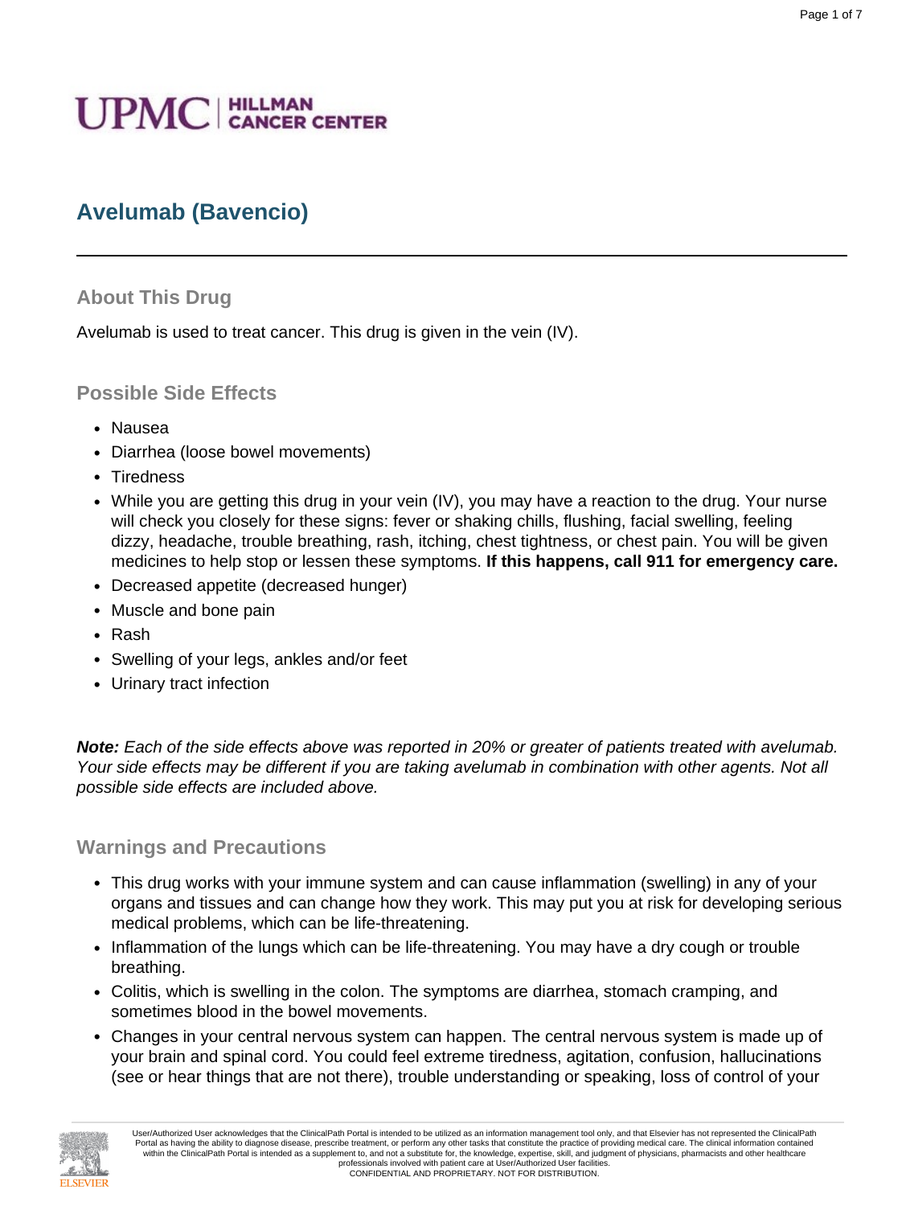# Avelumab (Bavencio)

## About This Drug

Avelumab is used to treat cancer. This drug is given in the vein (IV).

## Possible Side Effects

- Nausea
- Diarrhea (loose bowel movements)
- Tiredness
- While you are getting this drug in your vein (IV), you may have a reaction to the drug. Your nurse will check you closely for these signs: fever or shaking chills, flushing, facial swelling, feeling dizzy, headache, trouble breathing, rash, itching, chest tightness, or chest pain. You will be given medicines to help stop or lessen these symptoms. **If this happens, call 911 for emergency care.**
- Decreased appetite (decreased hunger)
- Muscle and bone pain
- Rash
- Swelling of your legs, ankles and/or feet
- Urinary tract infection

***Note:*** *Each of the side effects above was reported in 20% or greater of patients treated with avelumab. Your side effects may be different if you are taking avelumab in combination with other agents. Not all possible side effects are included above.*

## Warnings and Precautions

- This drug works with your immune system and can cause inflammation (swelling) in any of your organs and tissues and can change how they work. This may put you at risk for developing serious medical problems, which can be life-threatening.
- Inflammation of the lungs which can be life-threatening. You may have a dry cough or trouble breathing.
- Colitis, which is swelling in the colon. The symptoms are diarrhea, stomach cramping, and sometimes blood in the bowel movements.
- Changes in your central nervous system can happen. The central nervous system is made up of your brain and spinal cord. You could feel extreme tiredness, agitation, confusion, hallucinations (see or hear things that are not there), trouble understanding or speaking, loss of control of your

User/Authorized User acknowledges that the ClinicalPath Portal is intended to be utilized as an information management tool only, and that Elsevier has not represented the ClinicalPath Portal as having the ability to diagnose disease, prescribe treatment, or perform any other tasks that constitute the practice of providing medical care. The clinical information contained within the ClinicalPath Portal is intended as a supplement to, and not a substitute for, the knowledge, expertise, skill, and judgment of physicians, pharmacists and other healthcare professionals involved with patient care at User/Authorized User facilities.
CONFIDENTIAL AND PROPRIETARY. NOT FOR DISTRIBUTION.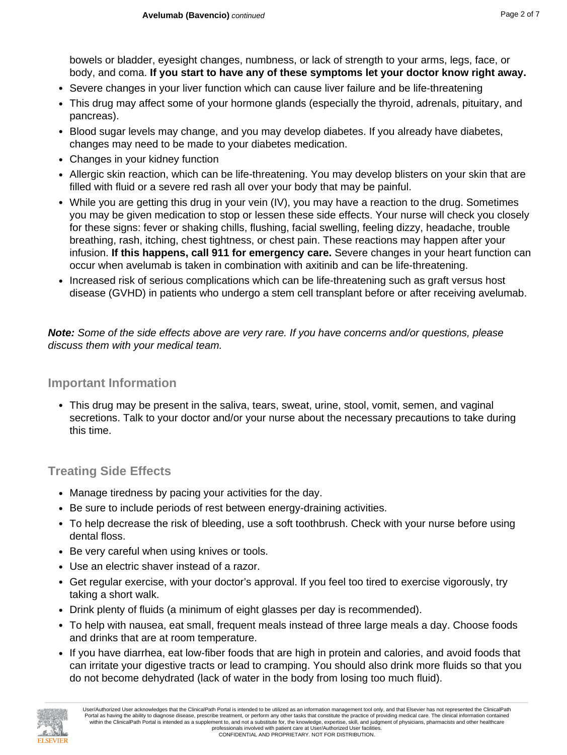bowels or bladder, eyesight changes, numbness, or lack of strength to your arms, legs, face, or body, and coma. **If you start to have any of these symptoms let your doctor know right away.**

- Severe changes in your liver function which can cause liver failure and be life-threatening
- This drug may affect some of your hormone glands (especially the thyroid, adrenals, pituitary, and pancreas).
- Blood sugar levels may change, and you may develop diabetes. If you already have diabetes, changes may need to be made to your diabetes medication.
- Changes in your kidney function
- Allergic skin reaction, which can be life-threatening. You may develop blisters on your skin that are filled with fluid or a severe red rash all over your body that may be painful.
- While you are getting this drug in your vein (IV), you may have a reaction to the drug. Sometimes you may be given medication to stop or lessen these side effects. Your nurse will check you closely for these signs: fever or shaking chills, flushing, facial swelling, feeling dizzy, headache, trouble breathing, rash, itching, chest tightness, or chest pain. These reactions may happen after your infusion. **If this happens, call 911 for emergency care.** Severe changes in your heart function can occur when avelumab is taken in combination with axitinib and can be life-threatening.
- Increased risk of serious complications which can be life-threatening such as graft versus host disease (GVHD) in patients who undergo a stem cell transplant before or after receiving avelumab.

***Note:*** *Some of the side effects above are very rare. If you have concerns and/or questions, please discuss them with your medical team.*

## Important Information

- This drug may be present in the saliva, tears, sweat, urine, stool, vomit, semen, and vaginal secretions. Talk to your doctor and/or your nurse about the necessary precautions to take during this time.

## Treating Side Effects

- Manage tiredness by pacing your activities for the day.
- Be sure to include periods of rest between energy-draining activities.
- To help decrease the risk of bleeding, use a soft toothbrush. Check with your nurse before using dental floss.
- Be very careful when using knives or tools.
- Use an electric shaver instead of a razor.
- Get regular exercise, with your doctor's approval. If you feel too tired to exercise vigorously, try taking a short walk.
- Drink plenty of fluids (a minimum of eight glasses per day is recommended).
- To help with nausea, eat small, frequent meals instead of three large meals a day. Choose foods and drinks that are at room temperature.
- If you have diarrhea, eat low-fiber foods that are high in protein and calories, and avoid foods that can irritate your digestive tracts or lead to cramping. You should also drink more fluids so that you do not become dehydrated (lack of water in the body from losing too much fluid).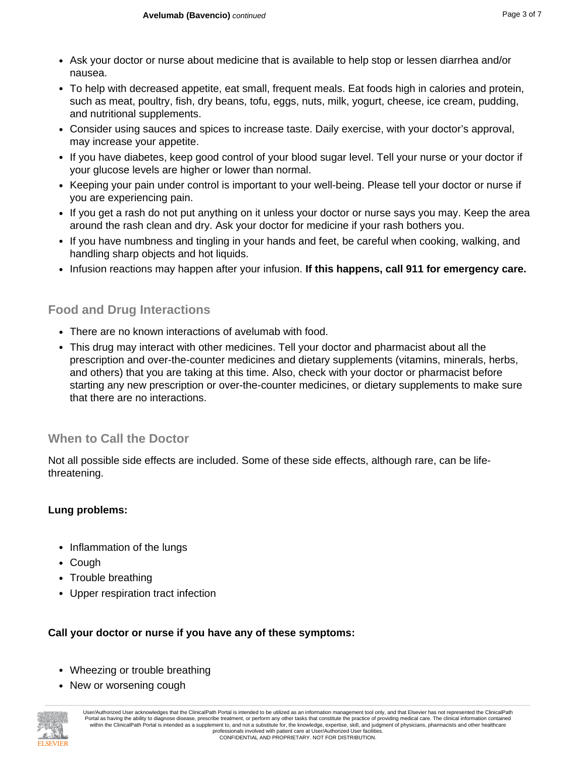- Ask your doctor or nurse about medicine that is available to help stop or lessen diarrhea and/or nausea.
- To help with decreased appetite, eat small, frequent meals. Eat foods high in calories and protein, such as meat, poultry, fish, dry beans, tofu, eggs, nuts, milk, yogurt, cheese, ice cream, pudding, and nutritional supplements.
- Consider using sauces and spices to increase taste. Daily exercise, with your doctor's approval, may increase your appetite.
- If you have diabetes, keep good control of your blood sugar level. Tell your nurse or your doctor if your glucose levels are higher or lower than normal.
- Keeping your pain under control is important to your well-being. Please tell your doctor or nurse if you are experiencing pain.
- If you get a rash do not put anything on it unless your doctor or nurse says you may. Keep the area around the rash clean and dry. Ask your doctor for medicine if your rash bothers you.
- If you have numbness and tingling in your hands and feet, be careful when cooking, walking, and handling sharp objects and hot liquids.
- Infusion reactions may happen after your infusion. **If this happens, call 911 for emergency care.**

## Food and Drug Interactions

- There are no known interactions of avelumab with food.
- This drug may interact with other medicines. Tell your doctor and pharmacist about all the prescription and over-the-counter medicines and dietary supplements (vitamins, minerals, herbs, and others) that you are taking at this time. Also, check with your doctor or pharmacist before starting any new prescription or over-the-counter medicines, or dietary supplements to make sure that there are no interactions.

## When to Call the Doctor

Not all possible side effects are included. Some of these side effects, although rare, can be life-threatening.

**Lung problems:**

- Inflammation of the lungs
- Cough
- Trouble breathing
- Upper respiration tract infection

**Call your doctor or nurse if you have any of these symptoms:**

- Wheezing or trouble breathing
- New or worsening cough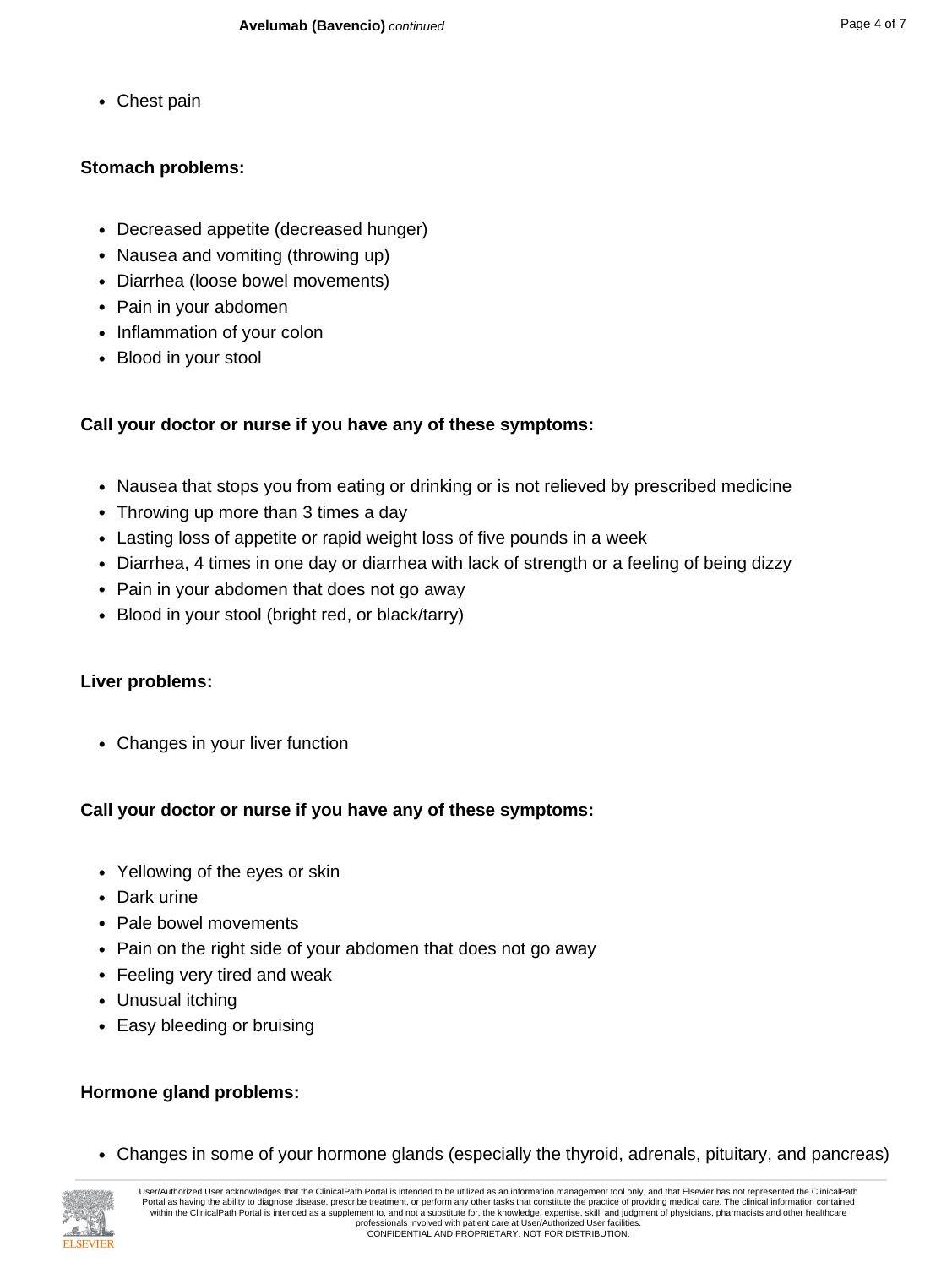- Chest pain

**Stomach problems:**

- Decreased appetite (decreased hunger)
- Nausea and vomiting (throwing up)
- Diarrhea (loose bowel movements)
- Pain in your abdomen
- Inflammation of your colon
- Blood in your stool

**Call your doctor or nurse if you have any of these symptoms:**

- Nausea that stops you from eating or drinking or is not relieved by prescribed medicine
- Throwing up more than 3 times a day
- Lasting loss of appetite or rapid weight loss of five pounds in a week
- Diarrhea, 4 times in one day or diarrhea with lack of strength or a feeling of being dizzy
- Pain in your abdomen that does not go away
- Blood in your stool (bright red, or black/tarry)

**Liver problems:**

- Changes in your liver function

**Call your doctor or nurse if you have any of these symptoms:**

- Yellowing of the eyes or skin
- Dark urine
- Pale bowel movements
- Pain on the right side of your abdomen that does not go away
- Feeling very tired and weak
- Unusual itching
- Easy bleeding or bruising

**Hormone gland problems:**

- Changes in some of your hormone glands (especially the thyroid, adrenals, pituitary, and pancreas)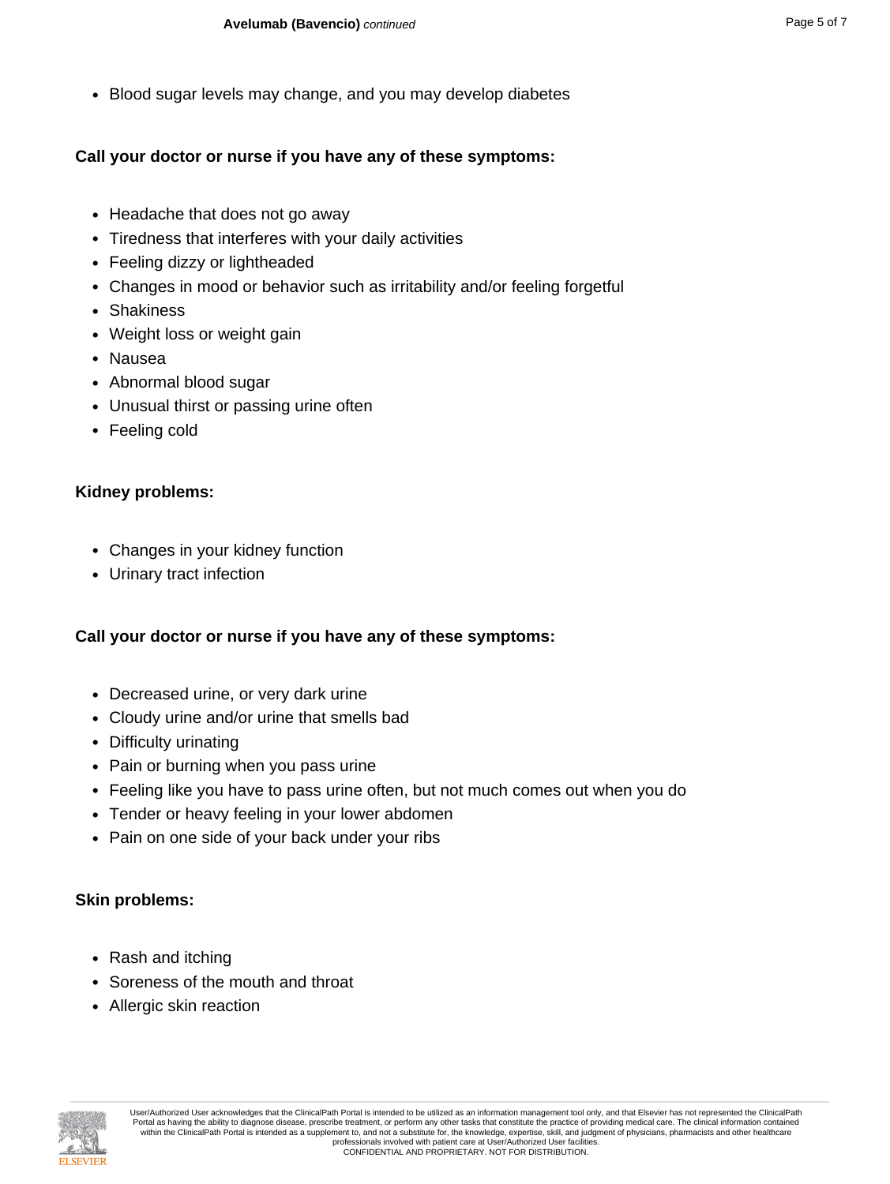- Blood sugar levels may change, and you may develop diabetes

**Call your doctor or nurse if you have any of these symptoms:**

- Headache that does not go away
- Tiredness that interferes with your daily activities
- Feeling dizzy or lightheaded
- Changes in mood or behavior such as irritability and/or feeling forgetful
- Shakiness
- Weight loss or weight gain
- Nausea
- Abnormal blood sugar
- Unusual thirst or passing urine often
- Feeling cold

**Kidney problems:**

- Changes in your kidney function
- Urinary tract infection

**Call your doctor or nurse if you have any of these symptoms:**

- Decreased urine, or very dark urine
- Cloudy urine and/or urine that smells bad
- Difficulty urinating
- Pain or burning when you pass urine
- Feeling like you have to pass urine often, but not much comes out when you do
- Tender or heavy feeling in your lower abdomen
- Pain on one side of your back under your ribs

**Skin problems:**

- Rash and itching
- Soreness of the mouth and throat
- Allergic skin reaction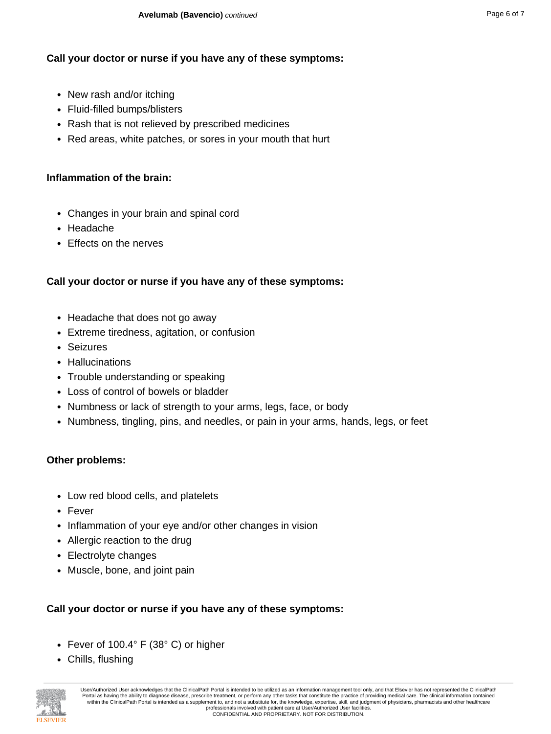**Call your doctor or nurse if you have any of these symptoms:**

- New rash and/or itching
- Fluid-filled bumps/blisters
- Rash that is not relieved by prescribed medicines
- Red areas, white patches, or sores in your mouth that hurt

**Inflammation of the brain:**

- Changes in your brain and spinal cord
- Headache
- Effects on the nerves

**Call your doctor or nurse if you have any of these symptoms:**

- Headache that does not go away
- Extreme tiredness, agitation, or confusion
- Seizures
- Hallucinations
- Trouble understanding or speaking
- Loss of control of bowels or bladder
- Numbness or lack of strength to your arms, legs, face, or body
- Numbness, tingling, pins, and needles, or pain in your arms, hands, legs, or feet

**Other problems:**

- Low red blood cells, and platelets
- Fever
- Inflammation of your eye and/or other changes in vision
- Allergic reaction to the drug
- Electrolyte changes
- Muscle, bone, and joint pain

**Call your doctor or nurse if you have any of these symptoms:**

- Fever of 100.4° F (38° C) or higher
- Chills, flushing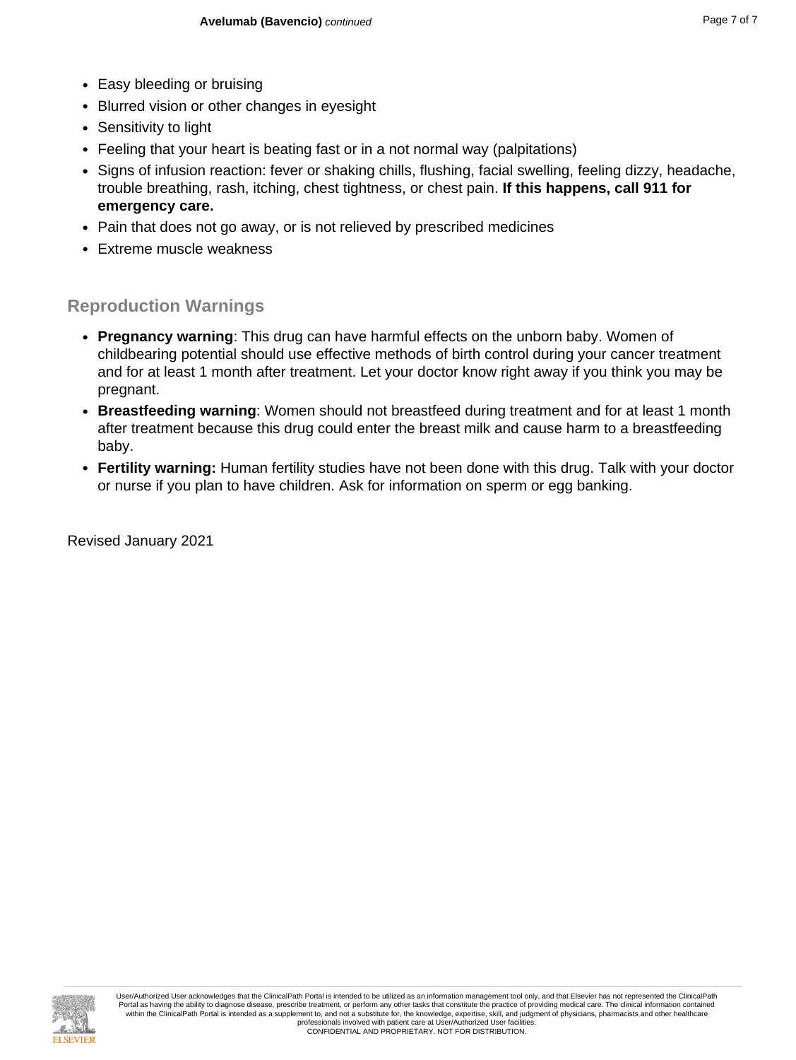- Easy bleeding or bruising
- Blurred vision or other changes in eyesight
- Sensitivity to light
- Feeling that your heart is beating fast or in a not normal way (palpitations)
- Signs of infusion reaction: fever or shaking chills, flushing, facial swelling, feeling dizzy, headache, trouble breathing, rash, itching, chest tightness, or chest pain. **If this happens, call 911 for emergency care.**
- Pain that does not go away, or is not relieved by prescribed medicines
- Extreme muscle weakness

## Reproduction Warnings

- **Pregnancy warning**: This drug can have harmful effects on the unborn baby. Women of childbearing potential should use effective methods of birth control during your cancer treatment and for at least 1 month after treatment. Let your doctor know right away if you think you may be pregnant.
- **Breastfeeding warning**: Women should not breastfeed during treatment and for at least 1 month after treatment because this drug could enter the breast milk and cause harm to a breastfeeding baby.
- **Fertility warning:** Human fertility studies have not been done with this drug. Talk with your doctor or nurse if you plan to have children. Ask for information on sperm or egg banking.

Revised January 2021